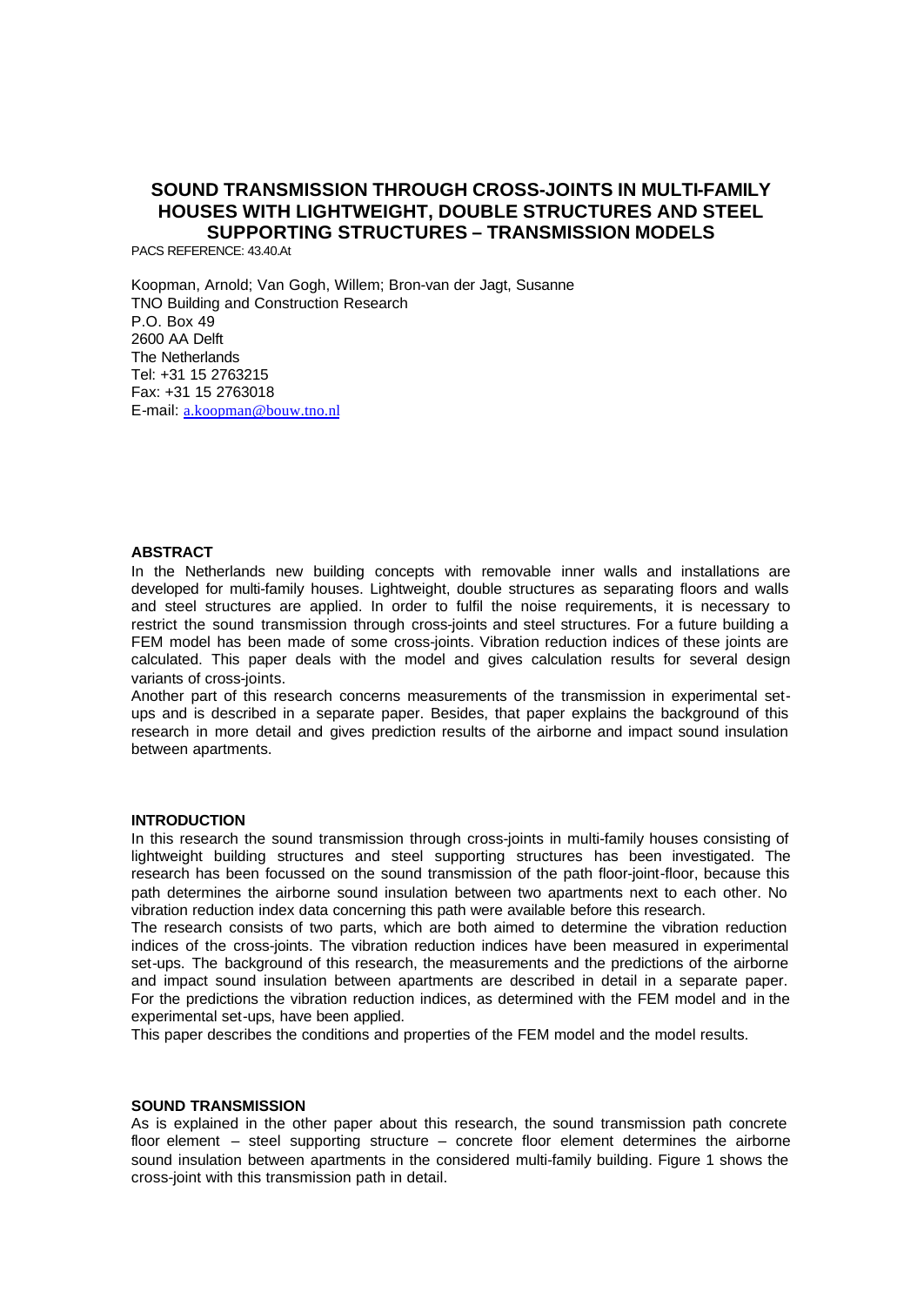# SOUND TRANSMISSION THROUGH CROSS-JOINTS IN MULTI-FAMILY HOUSES WITH LIGHTWEIGHT, DOUBLE STRUCTURES AND STEEL SUPPORTING STRUCTURES – TRANSMISSION MODELS

PACS REFERENCE: 43.40.At

Koopman, Arnold; Van Gogh, Willem; Bron-van der Jagt, Susanne
TNO Building and Construction Research
P.O. Box 49
2600 AA Delft
The Netherlands
Tel: +31 15 2763215
Fax: +31 15 2763018
E-mail: a.koopman@bouw.tno.nl

## ABSTRACT

In the Netherlands new building concepts with removable inner walls and installations are developed for multi-family houses. Lightweight, double structures as separating floors and walls and steel structures are applied. In order to fulfil the noise requirements, it is necessary to restrict the sound transmission through cross-joints and steel structures. For a future building a FEM model has been made of some cross-joints. Vibration reduction indices of these joints are calculated. This paper deals with the model and gives calculation results for several design variants of cross-joints.

Another part of this research concerns measurements of the transmission in experimental set-ups and is described in a separate paper. Besides, that paper explains the background of this research in more detail and gives prediction results of the airborne and impact sound insulation between apartments.

## INTRODUCTION

In this research the sound transmission through cross-joints in multi-family houses consisting of lightweight building structures and steel supporting structures has been investigated. The research has been focussed on the sound transmission of the path floor-joint-floor, because this path determines the airborne sound insulation between two apartments next to each other. No vibration reduction index data concerning this path were available before this research.

The research consists of two parts, which are both aimed to determine the vibration reduction indices of the cross-joints. The vibration reduction indices have been measured in experimental set-ups. The background of this research, the measurements and the predictions of the airborne and impact sound insulation between apartments are described in detail in a separate paper. For the predictions the vibration reduction indices, as determined with the FEM model and in the experimental set-ups, have been applied.

This paper describes the conditions and properties of the FEM model and the model results.

## SOUND TRANSMISSION

As is explained in the other paper about this research, the sound transmission path concrete floor element – steel supporting structure – concrete floor element determines the airborne sound insulation between apartments in the considered multi-family building. Figure 1 shows the cross-joint with this transmission path in detail.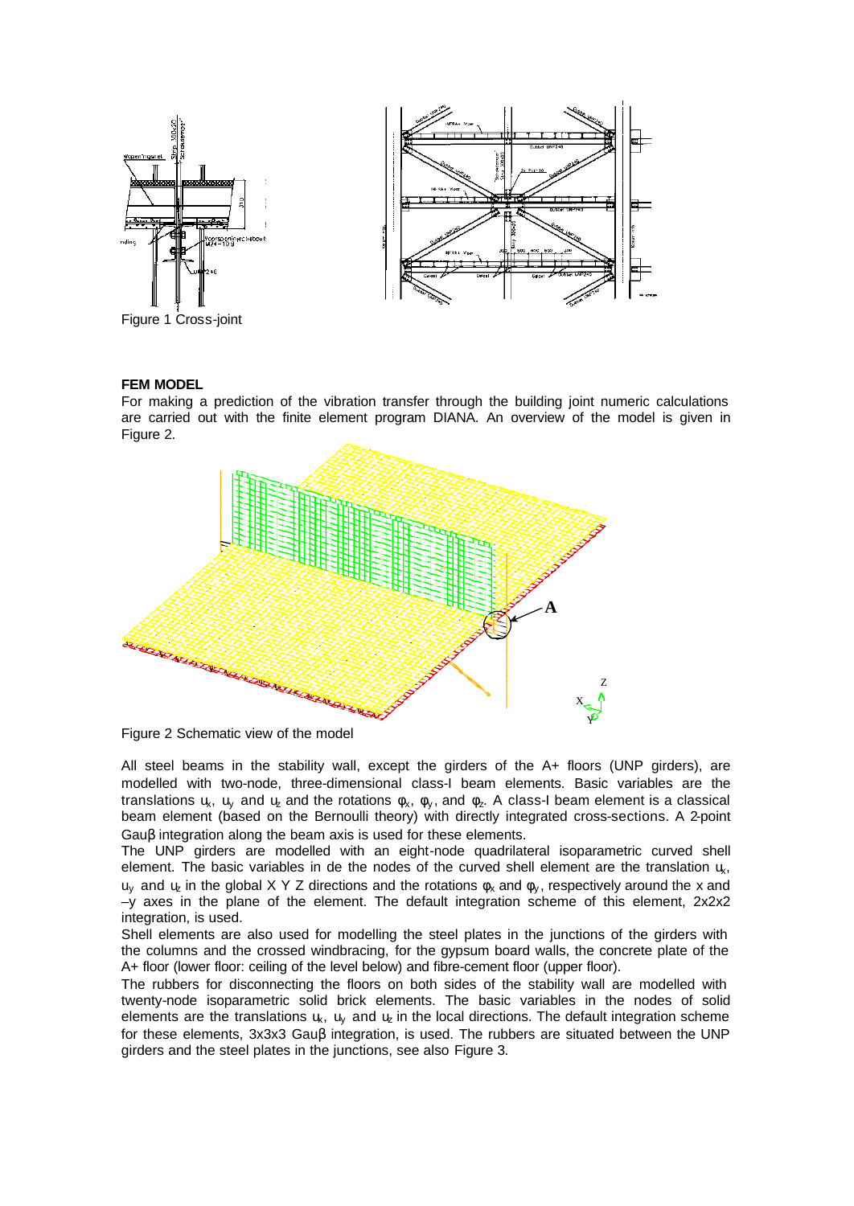Figure 1 Cross-joint

**FEM MODEL**

For making a prediction of the vibration transfer through the building joint numeric calculations are carried out with the finite element program DIANA. An overview of the model is given in Figure 2.

Figure 2 Schematic view of the model

All steel beams in the stability wall, except the girders of the A+ floors (UNP girders), are modelled with two-node, three-dimensional class-I beam elements. Basic variables are the translations $u_x$, $u_y$ and $u_z$ and the rotations $\phi_x$, $\phi_y$, and $\phi_z$. A class-I beam element is a classical beam element (based on the Bernoulli theory) with directly integrated cross-sections. A 2-point Gauβ integration along the beam axis is used for these elements.

The UNP girders are modelled with an eight-node quadrilateral isoparametric curved shell element. The basic variables in de the nodes of the curved shell element are the translation $u_x$, $u_y$ and $u_z$ in the global X Y Z directions and the rotations $\phi_x$ and $\phi_y$, respectively around the x and –y axes in the plane of the element. The default integration scheme of this element, 2x2x2 integration, is used.

Shell elements are also used for modelling the steel plates in the junctions of the girders with the columns and the crossed windbracing, for the gypsum board walls, the concrete plate of the A+ floor (lower floor: ceiling of the level below) and fibre-cement floor (upper floor).

The rubbers for disconnecting the floors on both sides of the stability wall are modelled with twenty-node isoparametric solid brick elements. The basic variables in the nodes of solid elements are the translations $u_x$, $u_y$ and $u_z$ in the local directions. The default integration scheme for these elements, 3x3x3 Gauβ integration, is used. The rubbers are situated between the UNP girders and the steel plates in the junctions, see also Figure 3.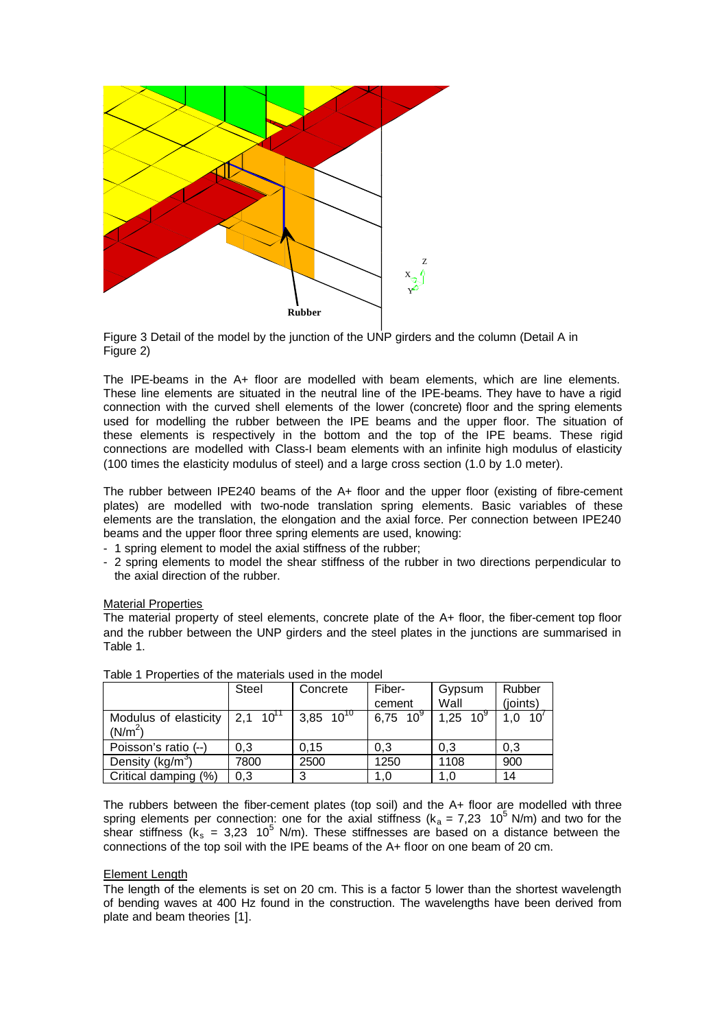Figure 3 Detail of the model by the junction of the UNP girders and the column (Detail A in Figure 2)

The IPE-beams in the A+ floor are modelled with beam elements, which are line elements. These line elements are situated in the neutral line of the IPE-beams. They have to have a rigid connection with the curved shell elements of the lower (concrete) floor and the spring elements used for modelling the rubber between the IPE beams and the upper floor. The situation of these elements is respectively in the bottom and the top of the IPE beams. These rigid connections are modelled with Class-I beam elements with an infinite high modulus of elasticity (100 times the elasticity modulus of steel) and a large cross section (1.0 by 1.0 meter).

The rubber between IPE240 beams of the A+ floor and the upper floor (existing of fibre-cement plates) are modelled with two-node translation spring elements. Basic variables of these elements are the translation, the elongation and the axial force. Per connection between IPE240 beams and the upper floor three spring elements are used, knowing:

- 1 spring element to model the axial stiffness of the rubber;
- 2 spring elements to model the shear stiffness of the rubber in two directions perpendicular to the axial direction of the rubber.

Material Properties

The material property of steel elements, concrete plate of the A+ floor, the fiber-cement top floor and the rubber between the UNP girders and the steel plates in the junctions are summarised in Table 1.

Table 1 Properties of the materials used in the model

| | Steel | Concrete | Fiber-cement | Gypsum Wall | Rubber (joints) |
|---|---|---|---|---|---|
| Modulus of elasticity ($N/m^2$) | $2{,}1 \ 10^{11}$ | $3{,}85 \ 10^{10}$ | $6{,}75 \ 10^{9}$ | $1{,}25 \ 10^{9}$ | $1{,}0 \ 10^{7}$ |
| Poisson's ratio (--) | 0,3 | 0,15 | 0,3 | 0,3 | 0,3 |
| Density ($kg/m^3$) | 7800 | 2500 | 1250 | 1108 | 900 |
| Critical damping (%) | 0,3 | 3 | 1,0 | 1,0 | 14 |

The rubbers between the fiber-cement plates (top soil) and the A+ floor are modelled with three spring elements per connection: one for the axial stiffness ($k_a = 7{,}23 \ 10^5$ N/m) and two for the shear stiffness ($k_s = 3{,}23 \ 10^5$ N/m). These stiffnesses are based on a distance between the connections of the top soil with the IPE beams of the A+ floor on one beam of 20 cm.

Element Length

The length of the elements is set on 20 cm. This is a factor 5 lower than the shortest wavelength of bending waves at 400 Hz found in the construction. The wavelengths have been derived from plate and beam theories [1].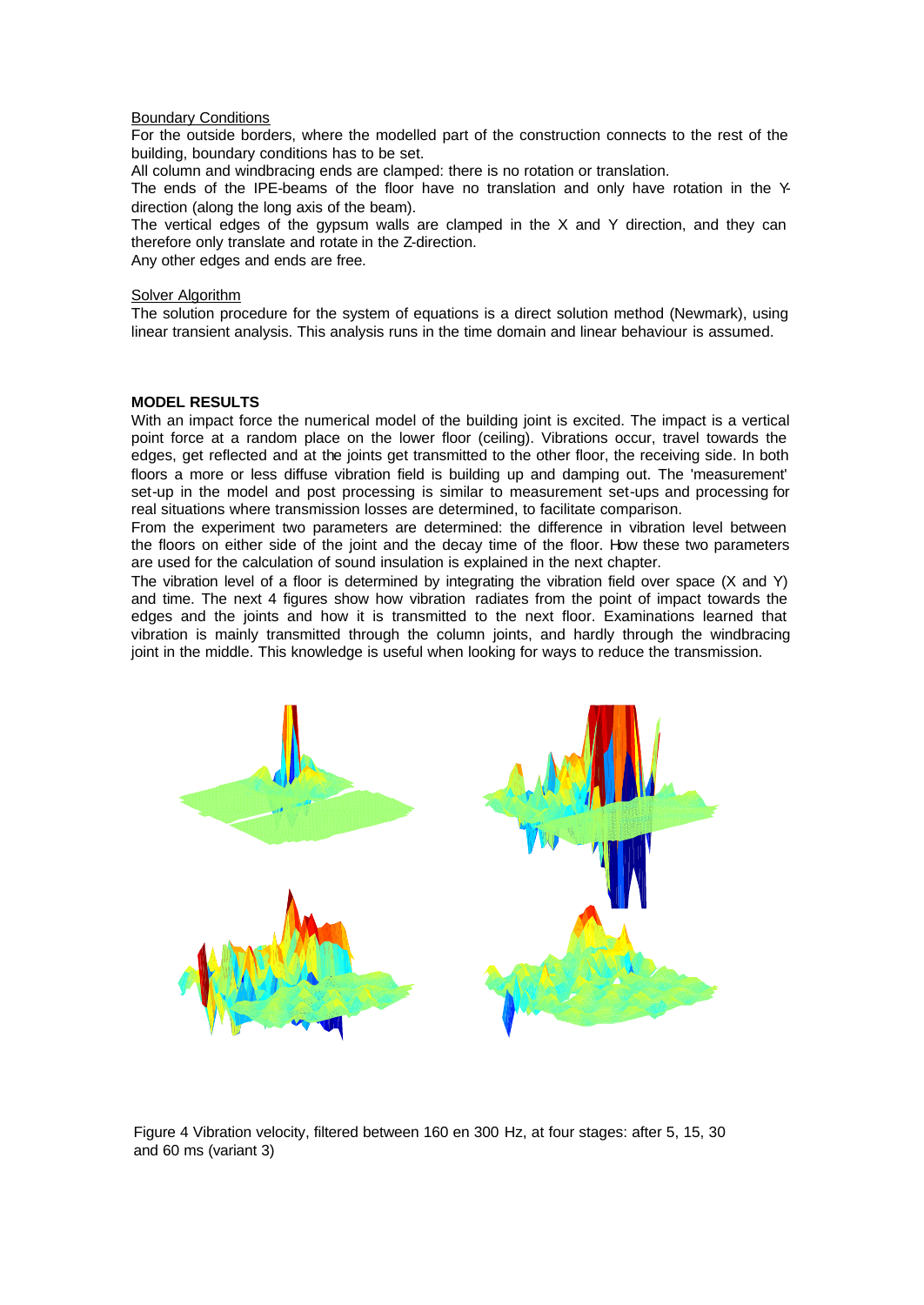Boundary Conditions

For the outside borders, where the modelled part of the construction connects to the rest of the building, boundary conditions has to be set.

All column and windbracing ends are clamped: there is no rotation or translation.

The ends of the IPE-beams of the floor have no translation and only have rotation in the Y-direction (along the long axis of the beam).

The vertical edges of the gypsum walls are clamped in the X and Y direction, and they can therefore only translate and rotate in the Z-direction.

Any other edges and ends are free.

Solver Algorithm

The solution procedure for the system of equations is a direct solution method (Newmark), using linear transient analysis. This analysis runs in the time domain and linear behaviour is assumed.

**MODEL RESULTS**

With an impact force the numerical model of the building joint is excited. The impact is a vertical point force at a random place on the lower floor (ceiling). Vibrations occur, travel towards the edges, get reflected and at the joints get transmitted to the other floor, the receiving side. In both floors a more or less diffuse vibration field is building up and damping out. The 'measurement' set-up in the model and post processing is similar to measurement set-ups and processing for real situations where transmission losses are determined, to facilitate comparison.

From the experiment two parameters are determined: the difference in vibration level between the floors on either side of the joint and the decay time of the floor. How these two parameters are used for the calculation of sound insulation is explained in the next chapter.

The vibration level of a floor is determined by integrating the vibration field over space (X and Y) and time. The next 4 figures show how vibration radiates from the point of impact towards the edges and the joints and how it is transmitted to the next floor. Examinations learned that vibration is mainly transmitted through the column joints, and hardly through the windbracing joint in the middle. This knowledge is useful when looking for ways to reduce the transmission.

Figure 4 Vibration velocity, filtered between 160 en 300 Hz, at four stages: after 5, 15, 30 and 60 ms (variant 3)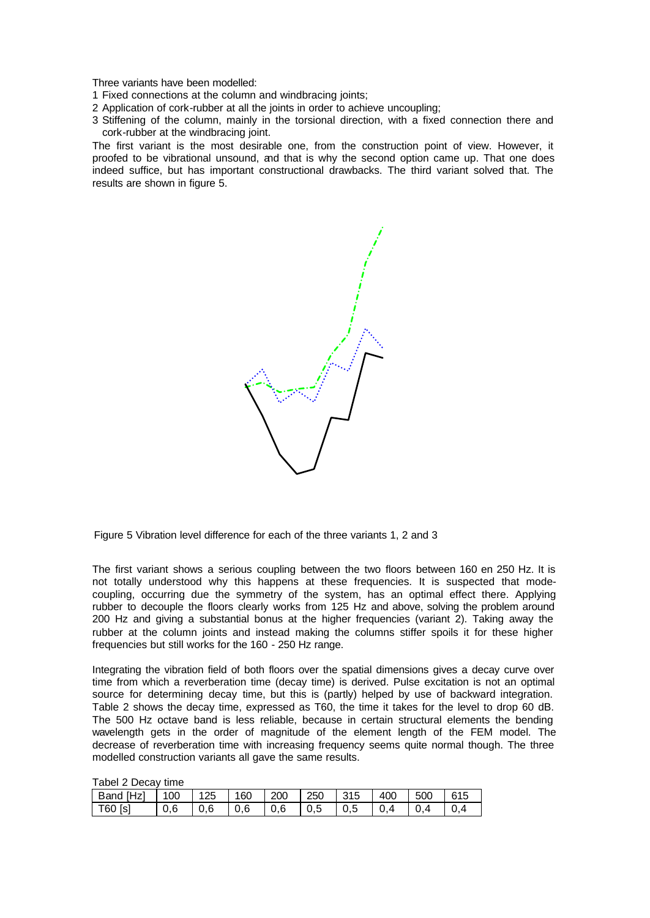Three variants have been modelled:

1 Fixed connections at the column and windbracing joints;
2 Application of cork-rubber at all the joints in order to achieve uncoupling;
3 Stiffening of the column, mainly in the torsional direction, with a fixed connection there and cork-rubber at the windbracing joint.

The first variant is the most desirable one, from the construction point of view. However, it proofed to be vibrational unsound, and that is why the second option came up. That one does indeed suffice, but has important constructional drawbacks. The third variant solved that. The results are shown in figure 5.

Figure 5 Vibration level difference for each of the three variants 1, 2 and 3

The first variant shows a serious coupling between the two floors between 160 en 250 Hz. It is not totally understood why this happens at these frequencies. It is suspected that mode-coupling, occurring due the symmetry of the system, has an optimal effect there. Applying rubber to decouple the floors clearly works from 125 Hz and above, solving the problem around 200 Hz and giving a substantial bonus at the higher frequencies (variant 2). Taking away the rubber at the column joints and instead making the columns stiffer spoils it for these higher frequencies but still works for the 160 - 250 Hz range.

Integrating the vibration field of both floors over the spatial dimensions gives a decay curve over time from which a reverberation time (decay time) is derived. Pulse excitation is not an optimal source for determining decay time, but this is (partly) helped by use of backward integration. Table 2 shows the decay time, expressed as T60, the time it takes for the level to drop 60 dB. The 500 Hz octave band is less reliable, because in certain structural elements the bending wavelength gets in the order of magnitude of the element length of the FEM model. The decrease of reverberation time with increasing frequency seems quite normal though. The three modelled construction variants all gave the same results.

Tabel 2 Decay time

| Band [Hz] | 100 | 125 | 160 | 200 | 250 | 315 | 400 | 500 | 615 |
|---|---|---|---|---|---|---|---|---|---|
| T60 [s] | 0,6 | 0,6 | 0,6 | 0,6 | 0,5 | 0,5 | 0,4 | 0,4 | 0,4 |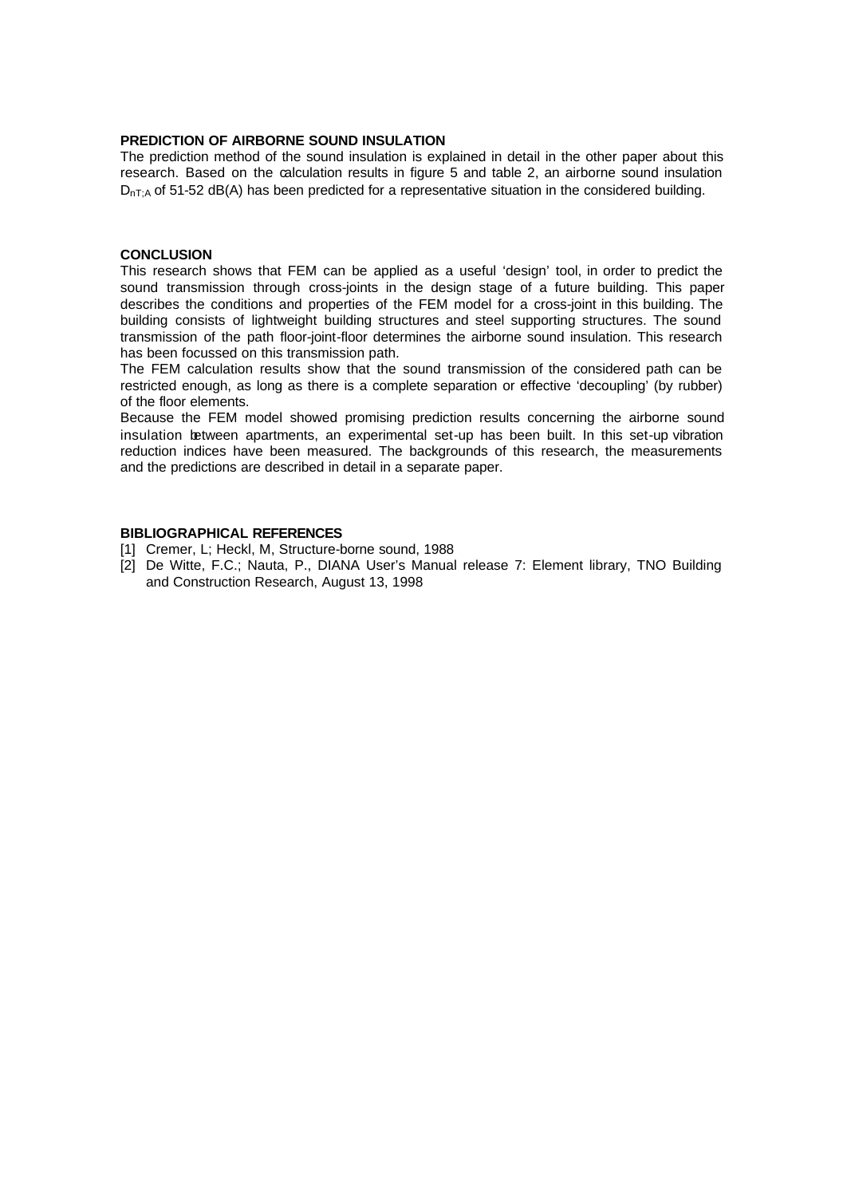### PREDICTION OF AIRBORNE SOUND INSULATION

The prediction method of the sound insulation is explained in detail in the other paper about this research. Based on the calculation results in figure 5 and table 2, an airborne sound insulation $D_{nT;A}$ of 51-52 dB(A) has been predicted for a representative situation in the considered building.

### CONCLUSION

This research shows that FEM can be applied as a useful 'design' tool, in order to predict the sound transmission through cross-joints in the design stage of a future building. This paper describes the conditions and properties of the FEM model for a cross-joint in this building. The building consists of lightweight building structures and steel supporting structures. The sound transmission of the path floor-joint-floor determines the airborne sound insulation. This research has been focussed on this transmission path.

The FEM calculation results show that the sound transmission of the considered path can be restricted enough, as long as there is a complete separation or effective 'decoupling' (by rubber) of the floor elements.

Because the FEM model showed promising prediction results concerning the airborne sound insulation between apartments, an experimental set-up has been built. In this set-up vibration reduction indices have been measured. The backgrounds of this research, the measurements and the predictions are described in detail in a separate paper.

### BIBLIOGRAPHICAL REFERENCES

[1] Cremer, L; Heckl, M, Structure-borne sound, 1988

[2] De Witte, F.C.; Nauta, P., DIANA User's Manual release 7: Element library, TNO Building and Construction Research, August 13, 1998